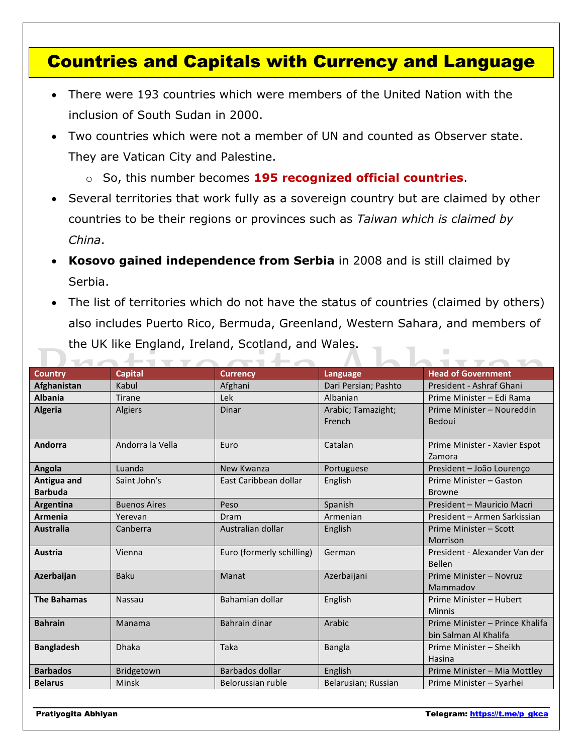# Countries and Capitals with Currency and Language

- There were 193 countries which were members of the United Nation with the inclusion of South Sudan in 2000.
- Two countries which were not a member of UN and counted as Observer state. They are Vatican City and Palestine.
  - So, this number becomes **195 recognized official countries**.
- Several territories that work fully as a sovereign country but are claimed by other countries to be their regions or provinces such as *Taiwan which is claimed by China*.
- **Kosovo gained independence from Serbia** in 2008 and is still claimed by Serbia.
- The list of territories which do not have the status of countries (claimed by others) also includes Puerto Rico, Bermuda, Greenland, Western Sahara, and members of the UK like England, Ireland, Scotland, and Wales.

| Country | Capital | Currency | Language | Head of Government |
|---|---|---|---|---|
| **Afghanistan** | Kabul | Afghani | Dari Persian; Pashto | President - Ashraf Ghani |
| **Albania** | Tirane | Lek | Albanian | Prime Minister – Edi Rama |
| **Algeria** | Algiers | Dinar | Arabic; Tamazight; French | Prime Minister – Noureddin Bedoui |
| **Andorra** | Andorra la Vella | Euro | Catalan | Prime Minister - Xavier Espot Zamora |
| **Angola** | Luanda | New Kwanza | Portuguese | President – João Lourenço |
| **Antigua and Barbuda** | Saint John's | East Caribbean dollar | English | Prime Minister – Gaston Browne |
| **Argentina** | Buenos Aires | Peso | Spanish | President – Mauricio Macri |
| **Armenia** | Yerevan | Dram | Armenian | President – Armen Sarkissian |
| **Australia** | Canberra | Australian dollar | English | Prime Minister – Scott Morrison |
| **Austria** | Vienna | Euro (formerly schilling) | German | President - Alexander Van der Bellen |
| **Azerbaijan** | Baku | Manat | Azerbaijani | Prime Minister – Novruz Mammadov |
| **The Bahamas** | Nassau | Bahamian dollar | English | Prime Minister – Hubert Minnis |
| **Bahrain** | Manama | Bahrain dinar | Arabic | Prime Minister – Prince Khalifa bin Salman Al Khalifa |
| **Bangladesh** | Dhaka | Taka | Bangla | Prime Minister – Sheikh Hasina |
| **Barbados** | Bridgetown | Barbados dollar | English | Prime Minister – Mia Mottley |
| **Belarus** | Minsk | Belorussian ruble | Belarusian; Russian | Prime Minister – Syarhei |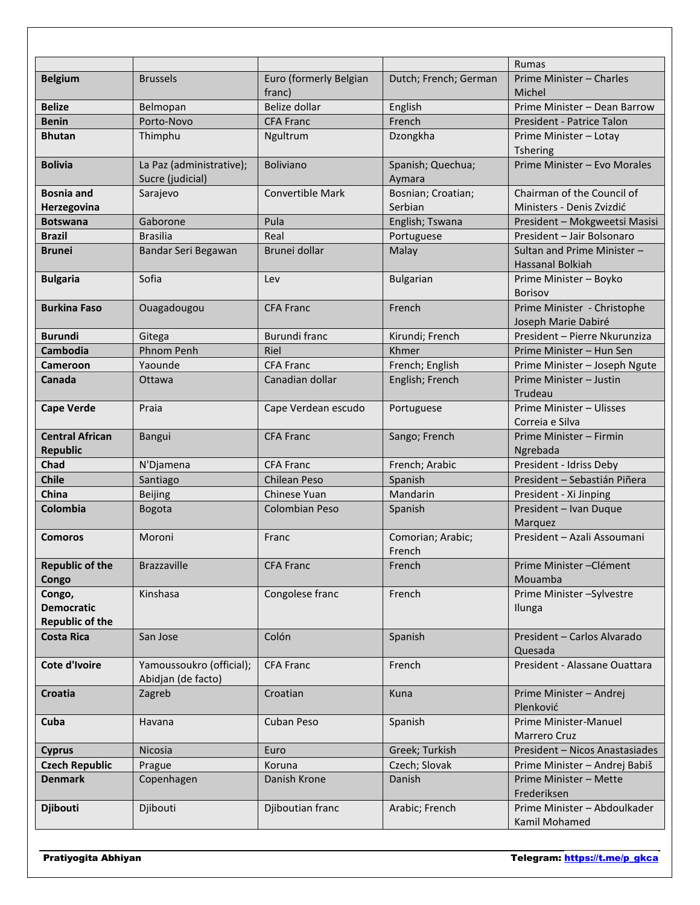| | | | | Rumas |
|---|---|---|---|---|
| **Belgium** | Brussels | Euro (formerly Belgian franc) | Dutch; French; German | Prime Minister – Charles Michel |
| **Belize** | Belmopan | Belize dollar | English | Prime Minister – Dean Barrow |
| **Benin** | Porto-Novo | CFA Franc | French | President - Patrice Talon |
| **Bhutan** | Thimphu | Ngultrum | Dzongkha | Prime Minister – Lotay Tshering |
| **Bolivia** | La Paz (administrative); Sucre (judicial) | Boliviano | Spanish; Quechua; Aymara | Prime Minister – Evo Morales |
| **Bosnia and Herzegovina** | Sarajevo | Convertible Mark | Bosnian; Croatian; Serbian | Chairman of the Council of Ministers - Denis Zvizdić |
| **Botswana** | Gaborone | Pula | English; Tswana | President – Mokgweetsi Masisi |
| **Brazil** | Brasilia | Real | Portuguese | President – Jair Bolsonaro |
| **Brunei** | Bandar Seri Begawan | Brunei dollar | Malay | Sultan and Prime Minister – Hassanal Bolkiah |
| **Bulgaria** | Sofia | Lev | Bulgarian | Prime Minister – Boyko Borisov |
| **Burkina Faso** | Ouagadougou | CFA Franc | French | Prime Minister - Christophe Joseph Marie Dabiré |
| **Burundi** | Gitega | Burundi franc | Kirundi; French | President – Pierre Nkurunziza |
| **Cambodia** | Phnom Penh | Riel | Khmer | Prime Minister – Hun Sen |
| **Cameroon** | Yaounde | CFA Franc | French; English | Prime Minister – Joseph Ngute |
| **Canada** | Ottawa | Canadian dollar | English; French | Prime Minister – Justin Trudeau |
| **Cape Verde** | Praia | Cape Verdean escudo | Portuguese | Prime Minister – Ulisses Correia e Silva |
| **Central African Republic** | Bangui | CFA Franc | Sango; French | Prime Minister – Firmin Ngrebada |
| **Chad** | N'Djamena | CFA Franc | French; Arabic | President - Idriss Deby |
| **Chile** | Santiago | Chilean Peso | Spanish | President – Sebastián Piñera |
| **China** | Beijing | Chinese Yuan | Mandarin | President - Xi Jinping |
| **Colombia** | Bogota | Colombian Peso | Spanish | President – Ivan Duque Marquez |
| **Comoros** | Moroni | Franc | Comorian; Arabic; French | President – Azali Assoumani |
| **Republic of the Congo** | Brazzaville | CFA Franc | French | Prime Minister –Clément Mouamba |
| **Congo, Democratic Republic of the** | Kinshasa | Congolese franc | French | Prime Minister –Sylvestre Ilunga |
| **Costa Rica** | San Jose | Colón | Spanish | President – Carlos Alvarado Quesada |
| **Cote d'Ivoire** | Yamoussoukro (official); Abidjan (de facto) | CFA Franc | French | President - Alassane Ouattara |
| **Croatia** | Zagreb | Croatian | Kuna | Prime Minister – Andrej Plenković |
| **Cuba** | Havana | Cuban Peso | Spanish | Prime Minister-Manuel Marrero Cruz |
| **Cyprus** | Nicosia | Euro | Greek; Turkish | President – Nicos Anastasiades |
| **Czech Republic** | Prague | Koruna | Czech; Slovak | Prime Minister – Andrej Babiš |
| **Denmark** | Copenhagen | Danish Krone | Danish | Prime Minister – Mette Frederiksen |
| **Djibouti** | Djibouti | Djiboutian franc | Arabic; French | Prime Minister – Abdoulkader Kamil Mohamed |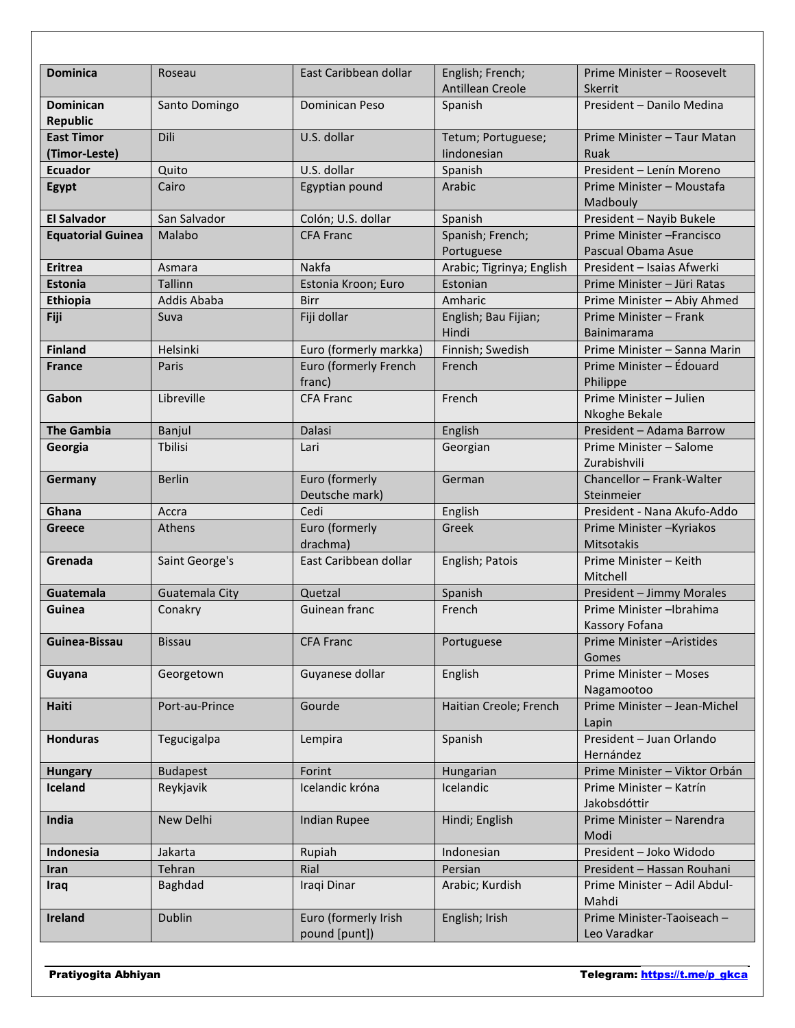| **Dominica** | Roseau | East Caribbean dollar | English; French; Antillean Creole | Prime Minister – Roosevelt Skerrit |
|---|---|---|---|---|
| **Dominican Republic** | Santo Domingo | Dominican Peso | Spanish | President – Danilo Medina |
| **East Timor (Timor-Leste)** | Dili | U.S. dollar | Tetum; Portuguese; Iindonesian | Prime Minister – Taur Matan Ruak |
| **Ecuador** | Quito | U.S. dollar | Spanish | President – Lenín Moreno |
| **Egypt** | Cairo | Egyptian pound | Arabic | Prime Minister – Moustafa Madbouly |
| **El Salvador** | San Salvador | Colón; U.S. dollar | Spanish | President – Nayib Bukele |
| **Equatorial Guinea** | Malabo | CFA Franc | Spanish; French; Portuguese | Prime Minister –Francisco Pascual Obama Asue |
| **Eritrea** | Asmara | Nakfa | Arabic; Tigrinya; English | President – Isaias Afwerki |
| **Estonia** | Tallinn | Estonia Kroon; Euro | Estonian | Prime Minister – Jüri Ratas |
| **Ethiopia** | Addis Ababa | Birr | Amharic | Prime Minister – Abiy Ahmed |
| **Fiji** | Suva | Fiji dollar | English; Bau Fijian; Hindi | Prime Minister – Frank Bainimarama |
| **Finland** | Helsinki | Euro (formerly markka) | Finnish; Swedish | Prime Minister – Sanna Marin |
| **France** | Paris | Euro (formerly French franc) | French | Prime Minister – Édouard Philippe |
| **Gabon** | Libreville | CFA Franc | French | Prime Minister – Julien Nkoghe Bekale |
| **The Gambia** | Banjul | Dalasi | English | President – Adama Barrow |
| **Georgia** | Tbilisi | Lari | Georgian | Prime Minister – Salome Zurabishvili |
| **Germany** | Berlin | Euro (formerly Deutsche mark) | German | Chancellor – Frank-Walter Steinmeier |
| **Ghana** | Accra | Cedi | English | President - Nana Akufo-Addo |
| **Greece** | Athens | Euro (formerly drachma) | Greek | Prime Minister –Kyriakos Mitsotakis |
| **Grenada** | Saint George's | East Caribbean dollar | English; Patois | Prime Minister – Keith Mitchell |
| **Guatemala** | Guatemala City | Quetzal | Spanish | President – Jimmy Morales |
| **Guinea** | Conakry | Guinean franc | French | Prime Minister –Ibrahima Kassory Fofana |
| **Guinea-Bissau** | Bissau | CFA Franc | Portuguese | Prime Minister –Aristides Gomes |
| **Guyana** | Georgetown | Guyanese dollar | English | Prime Minister – Moses Nagamootoo |
| **Haiti** | Port-au-Prince | Gourde | Haitian Creole; French | Prime Minister – Jean-Michel Lapin |
| **Honduras** | Tegucigalpa | Lempira | Spanish | President – Juan Orlando Hernández |
| **Hungary** | Budapest | Forint | Hungarian | Prime Minister – Viktor Orbán |
| **Iceland** | Reykjavik | Icelandic króna | Icelandic | Prime Minister – Katrín Jakobsdóttir |
| **India** | New Delhi | Indian Rupee | Hindi; English | Prime Minister – Narendra Modi |
| **Indonesia** | Jakarta | Rupiah | Indonesian | President – Joko Widodo |
| **Iran** | Tehran | Rial | Persian | President – Hassan Rouhani |
| **Iraq** | Baghdad | Iraqi Dinar | Arabic; Kurdish | Prime Minister – Adil Abdul-Mahdi |
| **Ireland** | Dublin | Euro (formerly Irish pound [punt]) | English; Irish | Prime Minister-Taoiseach – Leo Varadkar |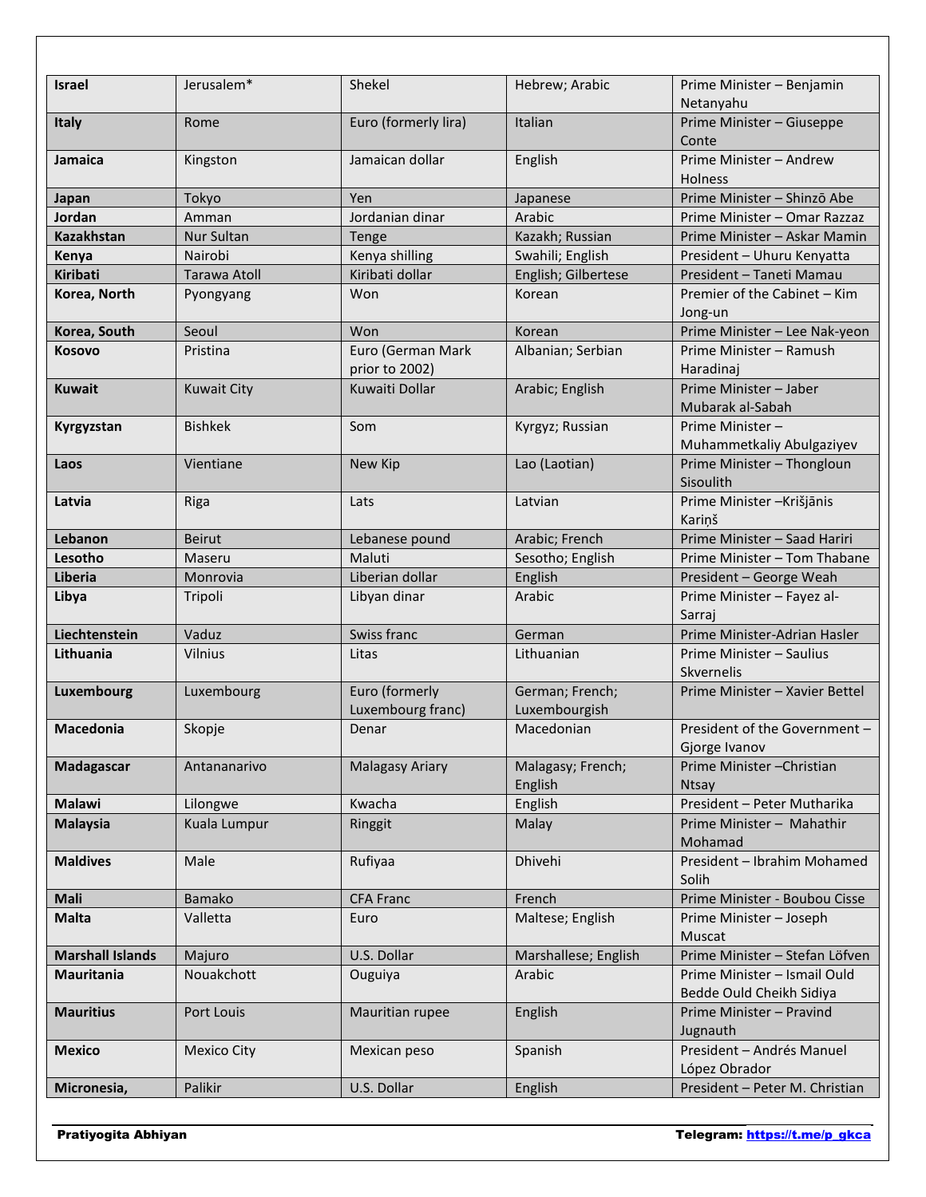| **Israel** | Jerusalem* | Shekel | Hebrew; Arabic | Prime Minister – Benjamin Netanyahu |
|---|---|---|---|---|
| **Italy** | Rome | Euro (formerly lira) | Italian | Prime Minister – Giuseppe Conte |
| **Jamaica** | Kingston | Jamaican dollar | English | Prime Minister – Andrew Holness |
| **Japan** | Tokyo | Yen | Japanese | Prime Minister – Shinzō Abe |
| **Jordan** | Amman | Jordanian dinar | Arabic | Prime Minister – Omar Razzaz |
| **Kazakhstan** | Nur Sultan | Tenge | Kazakh; Russian | Prime Minister – Askar Mamin |
| **Kenya** | Nairobi | Kenya shilling | Swahili; English | President – Uhuru Kenyatta |
| **Kiribati** | Tarawa Atoll | Kiribati dollar | English; Gilbertese | President – Taneti Mamau |
| **Korea, North** | Pyongyang | Won | Korean | Premier of the Cabinet – Kim Jong-un |
| **Korea, South** | Seoul | Won | Korean | Prime Minister – Lee Nak-yeon |
| **Kosovo** | Pristina | Euro (German Mark prior to 2002) | Albanian; Serbian | Prime Minister – Ramush Haradinaj |
| **Kuwait** | Kuwait City | Kuwaiti Dollar | Arabic; English | Prime Minister – Jaber Mubarak al-Sabah |
| **Kyrgyzstan** | Bishkek | Som | Kyrgyz; Russian | Prime Minister – Muhammetkaliy Abulgaziyev |
| **Laos** | Vientiane | New Kip | Lao (Laotian) | Prime Minister – Thongloun Sisoulith |
| **Latvia** | Riga | Lats | Latvian | Prime Minister –Krišjānis Kariņš |
| **Lebanon** | Beirut | Lebanese pound | Arabic; French | Prime Minister – Saad Hariri |
| **Lesotho** | Maseru | Maluti | Sesotho; English | Prime Minister – Tom Thabane |
| **Liberia** | Monrovia | Liberian dollar | English | President – George Weah |
| **Libya** | Tripoli | Libyan dinar | Arabic | Prime Minister – Fayez al-Sarraj |
| **Liechtenstein** | Vaduz | Swiss franc | German | Prime Minister-Adrian Hasler |
| **Lithuania** | Vilnius | Litas | Lithuanian | Prime Minister – Saulius Skvernelis |
| **Luxembourg** | Luxembourg | Euro (formerly Luxembourg franc) | German; French; Luxembourgish | Prime Minister – Xavier Bettel |
| **Macedonia** | Skopje | Denar | Macedonian | President of the Government – Gjorge Ivanov |
| **Madagascar** | Antananarivo | Malagasy Ariary | Malagasy; French; English | Prime Minister –Christian Ntsay |
| **Malawi** | Lilongwe | Kwacha | English | President – Peter Mutharika |
| **Malaysia** | Kuala Lumpur | Ringgit | Malay | Prime Minister – Mahathir Mohamad |
| **Maldives** | Male | Rufiyaa | Dhivehi | President – Ibrahim Mohamed Solih |
| **Mali** | Bamako | CFA Franc | French | Prime Minister - Boubou Cisse |
| **Malta** | Valletta | Euro | Maltese; English | Prime Minister – Joseph Muscat |
| **Marshall Islands** | Majuro | U.S. Dollar | Marshallese; English | Prime Minister – Stefan Löfven |
| **Mauritania** | Nouakchott | Ouguiya | Arabic | Prime Minister – Ismail Ould Bedde Ould Cheikh Sidiya |
| **Mauritius** | Port Louis | Mauritian rupee | English | Prime Minister – Pravind Jugnauth |
| **Mexico** | Mexico City | Mexican peso | Spanish | President – Andrés Manuel López Obrador |
| **Micronesia,** | Palikir | U.S. Dollar | English | President – Peter M. Christian |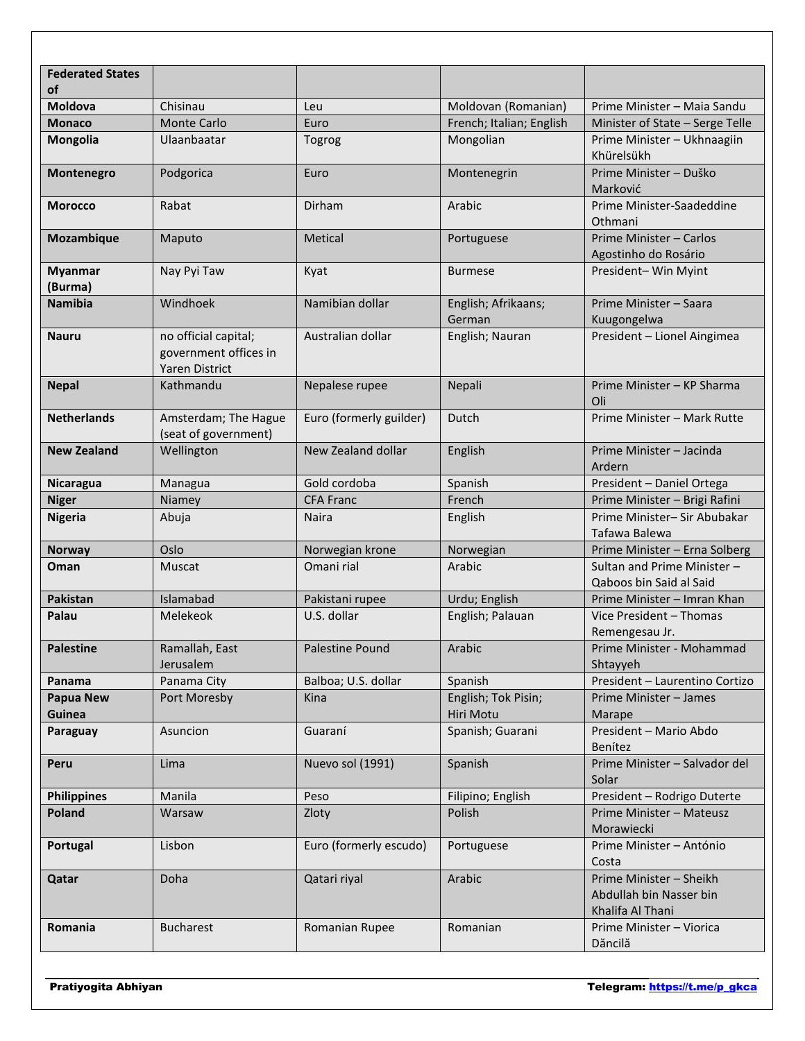| Federated States of | | | | |
|---|---|---|---|---|
| **Moldova** | Chisinau | Leu | Moldovan (Romanian) | Prime Minister – Maia Sandu |
| **Monaco** | Monte Carlo | Euro | French; Italian; English | Minister of State – Serge Telle |
| **Mongolia** | Ulaanbaatar | Togrog | Mongolian | Prime Minister – Ukhnaagiin Khürelsükh |
| **Montenegro** | Podgorica | Euro | Montenegrin | Prime Minister – Duško Marković |
| **Morocco** | Rabat | Dirham | Arabic | Prime Minister-Saadeddine Othmani |
| **Mozambique** | Maputo | Metical | Portuguese | Prime Minister – Carlos Agostinho do Rosário |
| **Myanmar (Burma)** | Nay Pyi Taw | Kyat | Burmese | President– Win Myint |
| **Namibia** | Windhoek | Namibian dollar | English; Afrikaans; German | Prime Minister – Saara Kuugongelwa |
| **Nauru** | no official capital; government offices in Yaren District | Australian dollar | English; Nauran | President – Lionel Aingimea |
| **Nepal** | Kathmandu | Nepalese rupee | Nepali | Prime Minister – KP Sharma Oli |
| **Netherlands** | Amsterdam; The Hague (seat of government) | Euro (formerly guilder) | Dutch | Prime Minister – Mark Rutte |
| **New Zealand** | Wellington | New Zealand dollar | English | Prime Minister – Jacinda Ardern |
| **Nicaragua** | Managua | Gold cordoba | Spanish | President – Daniel Ortega |
| **Niger** | Niamey | CFA Franc | French | Prime Minister – Brigi Rafini |
| **Nigeria** | Abuja | Naira | English | Prime Minister– Sir Abubakar Tafawa Balewa |
| **Norway** | Oslo | Norwegian krone | Norwegian | Prime Minister – Erna Solberg |
| **Oman** | Muscat | Omani rial | Arabic | Sultan and Prime Minister – Qaboos bin Said al Said |
| **Pakistan** | Islamabad | Pakistani rupee | Urdu; English | Prime Minister – Imran Khan |
| **Palau** | Melekeok | U.S. dollar | English; Palauan | Vice President – Thomas Remengesau Jr. |
| **Palestine** | Ramallah, East Jerusalem | Palestine Pound | Arabic | Prime Minister - Mohammad Shtayyeh |
| **Panama** | Panama City | Balboa; U.S. dollar | Spanish | President – Laurentino Cortizo |
| **Papua New Guinea** | Port Moresby | Kina | English; Tok Pisin; Hiri Motu | Prime Minister – James Marape |
| **Paraguay** | Asuncion | Guaraní | Spanish; Guarani | President – Mario Abdo Benítez |
| **Peru** | Lima | Nuevo sol (1991) | Spanish | Prime Minister – Salvador del Solar |
| **Philippines** | Manila | Peso | Filipino; English | President – Rodrigo Duterte |
| **Poland** | Warsaw | Zloty | Polish | Prime Minister – Mateusz Morawiecki |
| **Portugal** | Lisbon | Euro (formerly escudo) | Portuguese | Prime Minister – António Costa |
| **Qatar** | Doha | Qatari riyal | Arabic | Prime Minister – Sheikh Abdullah bin Nasser bin Khalifa Al Thani |
| **Romania** | Bucharest | Romanian Rupee | Romanian | Prime Minister – Viorica Dăncilă |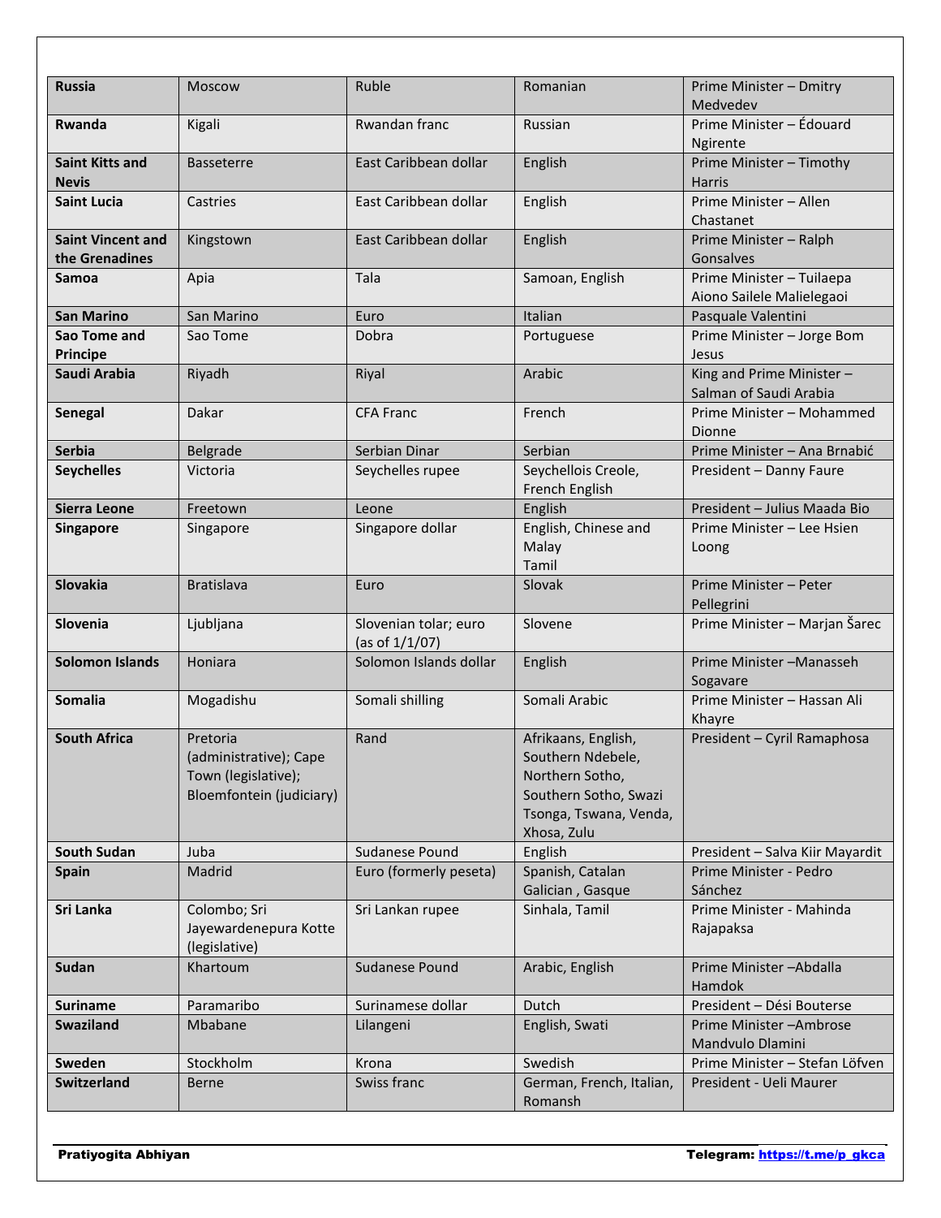| **Russia** | Moscow | Ruble | Romanian | Prime Minister – Dmitry Medvedev |
|---|---|---|---|---|
| **Rwanda** | Kigali | Rwandan franc | Russian | Prime Minister – Édouard Ngirente |
| **Saint Kitts and Nevis** | Basseterre | East Caribbean dollar | English | Prime Minister – Timothy Harris |
| **Saint Lucia** | Castries | East Caribbean dollar | English | Prime Minister – Allen Chastanet |
| **Saint Vincent and the Grenadines** | Kingstown | East Caribbean dollar | English | Prime Minister – Ralph Gonsalves |
| **Samoa** | Apia | Tala | Samoan, English | Prime Minister – Tuilaepa Aiono Sailele Malielegaoi |
| **San Marino** | San Marino | Euro | Italian | Pasquale Valentini |
| **Sao Tome and Principe** | Sao Tome | Dobra | Portuguese | Prime Minister – Jorge Bom Jesus |
| **Saudi Arabia** | Riyadh | Riyal | Arabic | King and Prime Minister – Salman of Saudi Arabia |
| **Senegal** | Dakar | CFA Franc | French | Prime Minister – Mohammed Dionne |
| **Serbia** | Belgrade | Serbian Dinar | Serbian | Prime Minister – Ana Brnabić |
| **Seychelles** | Victoria | Seychelles rupee | Seychellois Creole, French English | President – Danny Faure |
| **Sierra Leone** | Freetown | Leone | English | President – Julius Maada Bio |
| **Singapore** | Singapore | Singapore dollar | English, Chinese and Malay Tamil | Prime Minister – Lee Hsien Loong |
| **Slovakia** | Bratislava | Euro | Slovak | Prime Minister – Peter Pellegrini |
| **Slovenia** | Ljubljana | Slovenian tolar; euro (as of 1/1/07) | Slovene | Prime Minister – Marjan Šarec |
| **Solomon Islands** | Honiara | Solomon Islands dollar | English | Prime Minister –Manasseh Sogavare |
| **Somalia** | Mogadishu | Somali shilling | Somali Arabic | Prime Minister – Hassan Ali Khayre |
| **South Africa** | Pretoria (administrative); Cape Town (legislative); Bloemfontein (judiciary) | Rand | Afrikaans, English, Southern Ndebele, Northern Sotho, Southern Sotho, Swazi Tsonga, Tswana, Venda, Xhosa, Zulu | President – Cyril Ramaphosa |
| **South Sudan** | Juba | Sudanese Pound | English | President – Salva Kiir Mayardit |
| **Spain** | Madrid | Euro (formerly peseta) | Spanish, Catalan Galician , Gasque | Prime Minister - Pedro Sánchez |
| **Sri Lanka** | Colombo; Sri Jayewardenepura Kotte (legislative) | Sri Lankan rupee | Sinhala, Tamil | Prime Minister - Mahinda Rajapaksa |
| **Sudan** | Khartoum | Sudanese Pound | Arabic, English | Prime Minister –Abdalla Hamdok |
| **Suriname** | Paramaribo | Surinamese dollar | Dutch | President – Dési Bouterse |
| **Swaziland** | Mbabane | Lilangeni | English, Swati | Prime Minister –Ambrose Mandvulo Dlamini |
| **Sweden** | Stockholm | Krona | Swedish | Prime Minister – Stefan Löfven |
| **Switzerland** | Berne | Swiss franc | German, French, Italian, Romansh | President - Ueli Maurer |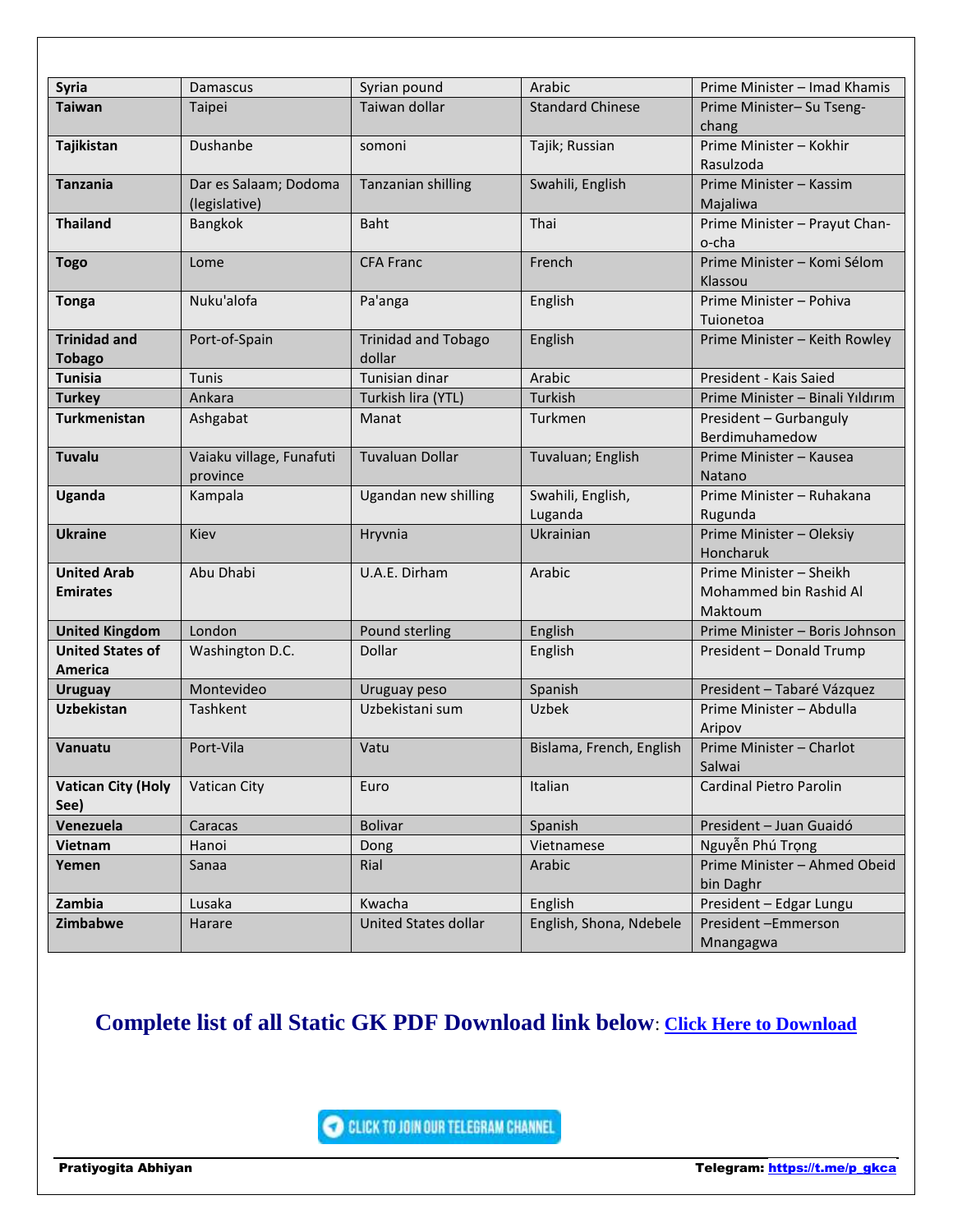| | | | | |
|---|---|---|---|---|
| **Syria** | Damascus | Syrian pound | Arabic | Prime Minister – Imad Khamis |
| **Taiwan** | Taipei | Taiwan dollar | Standard Chinese | Prime Minister– Su Tseng-chang |
| **Tajikistan** | Dushanbe | somoni | Tajik; Russian | Prime Minister – Kokhir Rasulzoda |
| **Tanzania** | Dar es Salaam; Dodoma (legislative) | Tanzanian shilling | Swahili, English | Prime Minister – Kassim Majaliwa |
| **Thailand** | Bangkok | Baht | Thai | Prime Minister – Prayut Chan-o-cha |
| **Togo** | Lome | CFA Franc | French | Prime Minister – Komi Sélom Klassou |
| **Tonga** | Nuku'alofa | Pa'anga | English | Prime Minister – Pohiva Tuionetoa |
| **Trinidad and Tobago** | Port-of-Spain | Trinidad and Tobago dollar | English | Prime Minister – Keith Rowley |
| **Tunisia** | Tunis | Tunisian dinar | Arabic | President - Kais Saied |
| **Turkey** | Ankara | Turkish lira (YTL) | Turkish | Prime Minister – Binali Yıldırım |
| **Turkmenistan** | Ashgabat | Manat | Turkmen | President – Gurbanguly Berdimuhamedow |
| **Tuvalu** | Vaiaku village, Funafuti province | Tuvaluan Dollar | Tuvaluan; English | Prime Minister – Kausea Natano |
| **Uganda** | Kampala | Ugandan new shilling | Swahili, English, Luganda | Prime Minister – Ruhakana Rugunda |
| **Ukraine** | Kiev | Hryvnia | Ukrainian | Prime Minister – Oleksiy Honcharuk |
| **United Arab Emirates** | Abu Dhabi | U.A.E. Dirham | Arabic | Prime Minister – Sheikh Mohammed bin Rashid Al Maktoum |
| **United Kingdom** | London | Pound sterling | English | Prime Minister – Boris Johnson |
| **United States of America** | Washington D.C. | Dollar | English | President – Donald Trump |
| **Uruguay** | Montevideo | Uruguay peso | Spanish | President – Tabaré Vázquez |
| **Uzbekistan** | Tashkent | Uzbekistani sum | Uzbek | Prime Minister – Abdulla Aripov |
| **Vanuatu** | Port-Vila | Vatu | Bislama, French, English | Prime Minister – Charlot Salwai |
| **Vatican City (Holy See)** | Vatican City | Euro | Italian | Cardinal Pietro Parolin |
| **Venezuela** | Caracas | Bolivar | Spanish | President – Juan Guaidó |
| **Vietnam** | Hanoi | Dong | Vietnamese | Nguyễn Phú Trọng |
| **Yemen** | Sanaa | Rial | Arabic | Prime Minister – Ahmed Obeid bin Daghr |
| **Zambia** | Lusaka | Kwacha | English | President – Edgar Lungu |
| **Zimbabwe** | Harare | United States dollar | English, Shona, Ndebele | President –Emmerson Mnangagwa |

**Complete list of all Static GK PDF Download link below**: [Click Here to Download]

CLICK TO JOIN OUR TELEGRAM CHANNEL